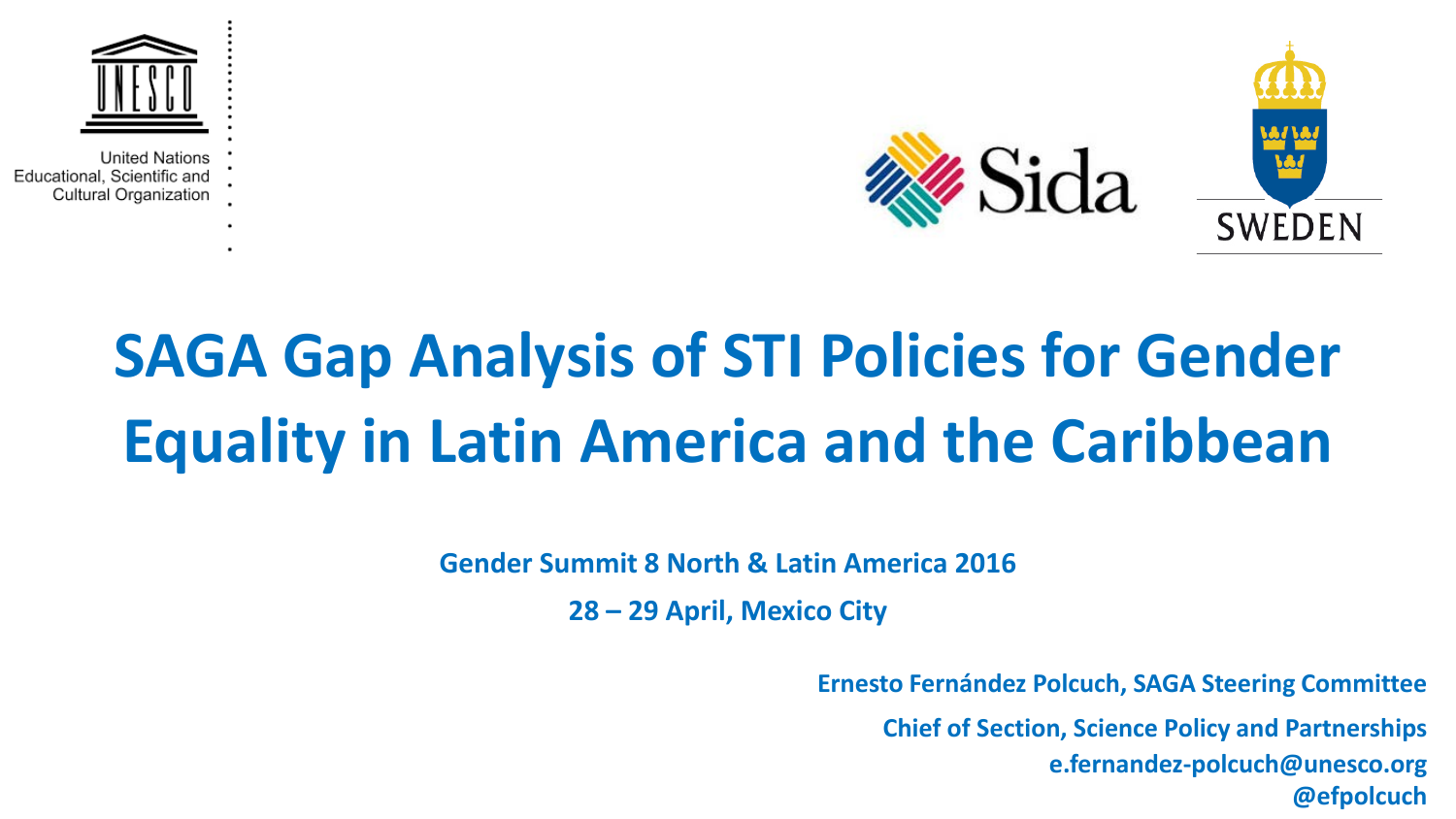United Nations
Educational, Scientific and
Cultural Organization

Sida

SWEDEN

# SAGA Gap Analysis of STI Policies for Gender Equality in Latin America and the Caribbean

**Gender Summit 8 North & Latin America 2016**

**28 – 29 April, Mexico City**

**Ernesto Fernández Polcuch, SAGA Steering Committee**

**Chief of Section, Science Policy and Partnerships**

**e.fernandez-polcuch@unesco.org**

**@efpolcuch**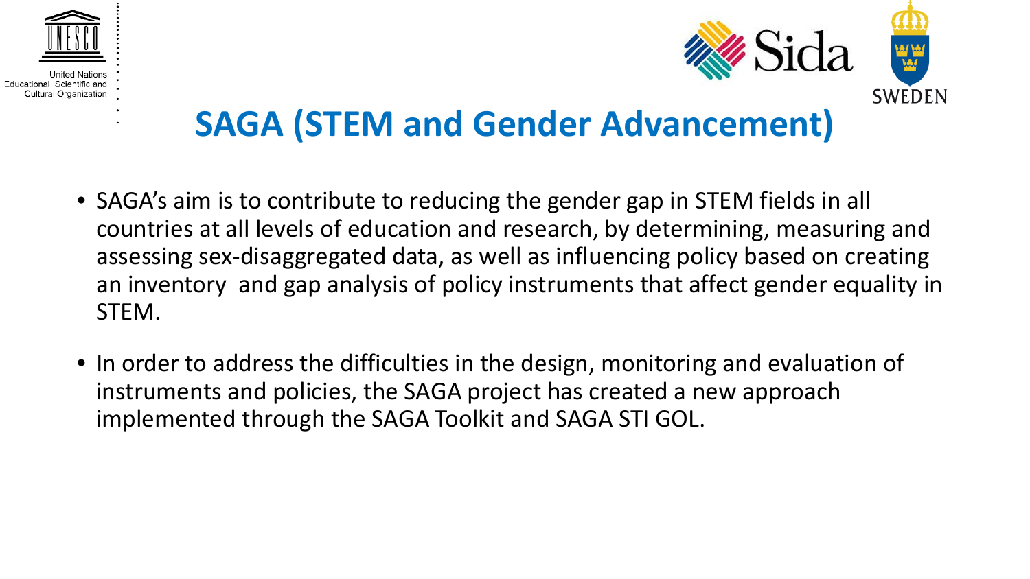United Nations Educational, Scientific and Cultural Organization

Sida

SWEDEN

# SAGA (STEM and Gender Advancement)

- SAGA's aim is to contribute to reducing the gender gap in STEM fields in all countries at all levels of education and research, by determining, measuring and assessing sex-disaggregated data, as well as influencing policy based on creating an inventory and gap analysis of policy instruments that affect gender equality in STEM.
- In order to address the difficulties in the design, monitoring and evaluation of instruments and policies, the SAGA project has created a new approach implemented through the SAGA Toolkit and SAGA STI GOL.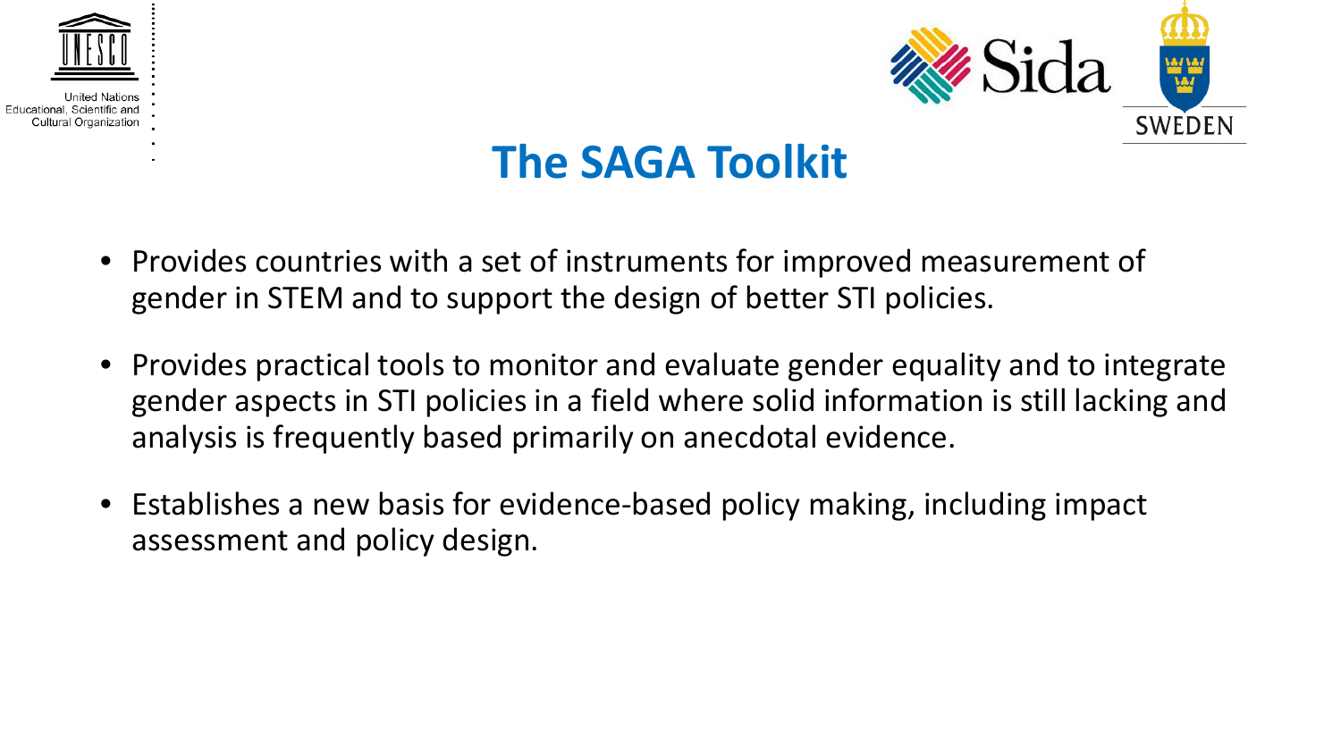# The SAGA Toolkit

- Provides countries with a set of instruments for improved measurement of gender in STEM and to support the design of better STI policies.
- Provides practical tools to monitor and evaluate gender equality and to integrate gender aspects in STI policies in a field where solid information is still lacking and analysis is frequently based primarily on anecdotal evidence.
- Establishes a new basis for evidence-based policy making, including impact assessment and policy design.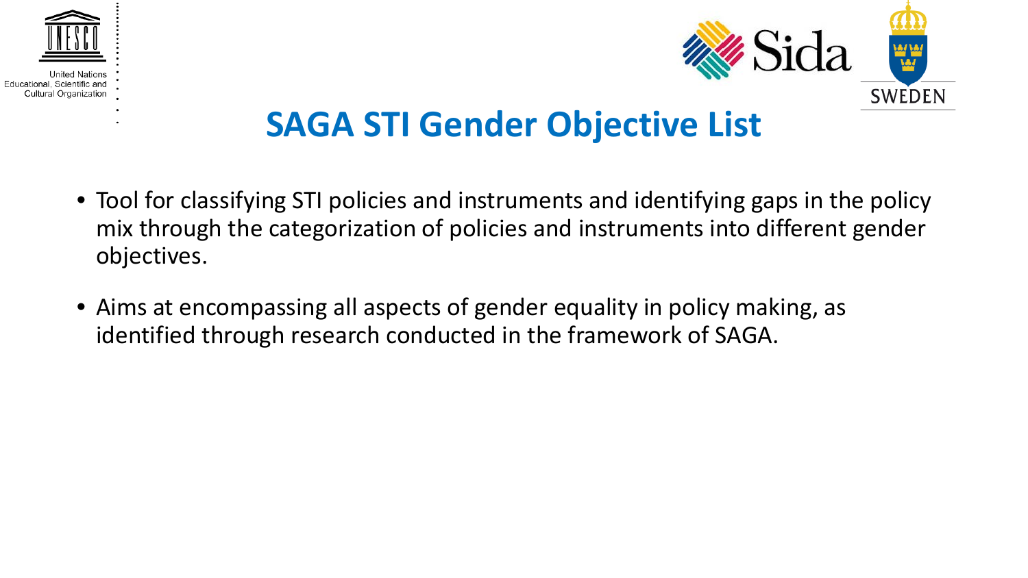# SAGA STI Gender Objective List

- Tool for classifying STI policies and instruments and identifying gaps in the policy mix through the categorization of policies and instruments into different gender objectives.
- Aims at encompassing all aspects of gender equality in policy making, as identified through research conducted in the framework of SAGA.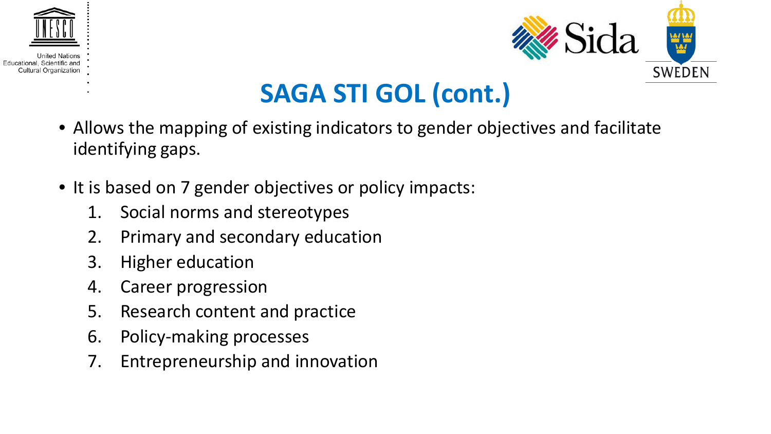# SAGA STI GOL (cont.)

- Allows the mapping of existing indicators to gender objectives and facilitate identifying gaps.
- It is based on 7 gender objectives or policy impacts:
  1. Social norms and stereotypes
  2. Primary and secondary education
  3. Higher education
  4. Career progression
  5. Research content and practice
  6. Policy-making processes
  7. Entrepreneurship and innovation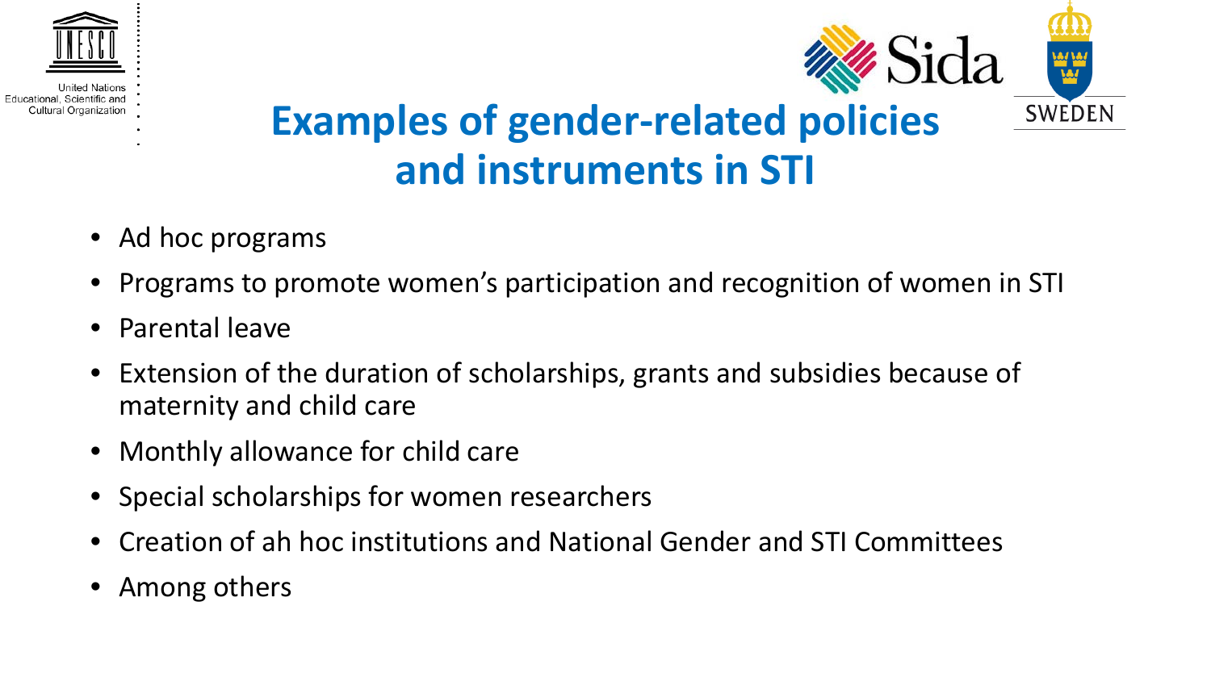# Examples of gender-related policies and instruments in STI

- Ad hoc programs
- Programs to promote women's participation and recognition of women in STI
- Parental leave
- Extension of the duration of scholarships, grants and subsidies because of maternity and child care
- Monthly allowance for child care
- Special scholarships for women researchers
- Creation of ah hoc institutions and National Gender and STI Committees
- Among others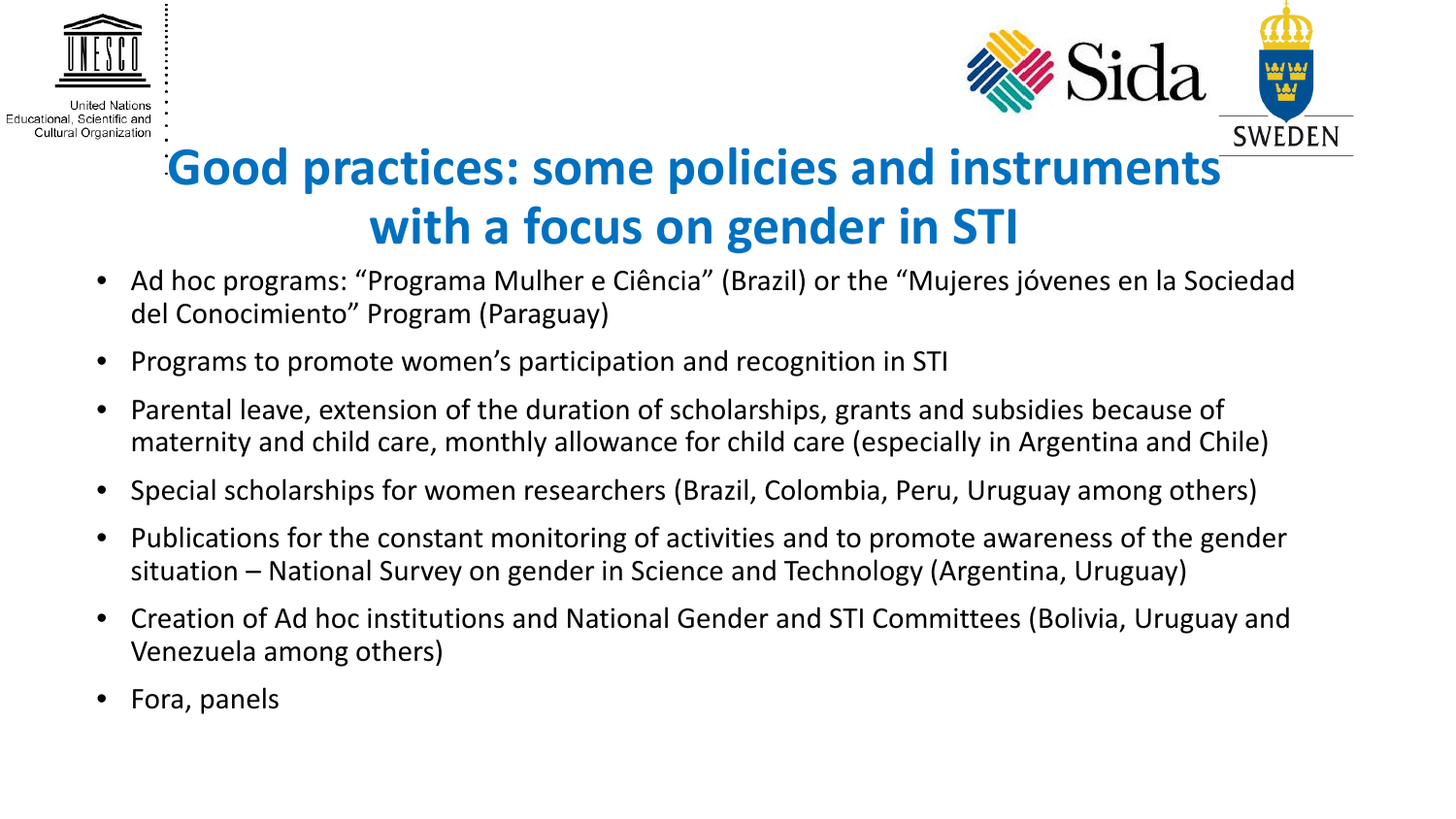# Good practices: some policies and instruments with a focus on gender in STI

- Ad hoc programs: “Programa Mulher e Ciência” (Brazil) or the “Mujeres jóvenes en la Sociedad del Conocimiento” Program (Paraguay)
- Programs to promote women’s participation and recognition in STI
- Parental leave, extension of the duration of scholarships, grants and subsidies because of maternity and child care, monthly allowance for child care (especially in Argentina and Chile)
- Special scholarships for women researchers (Brazil, Colombia, Peru, Uruguay among others)
- Publications for the constant monitoring of activities and to promote awareness of the gender situation – National Survey on gender in Science and Technology (Argentina, Uruguay)
- Creation of Ad hoc institutions and National Gender and STI Committees (Bolivia, Uruguay and Venezuela among others)
- Fora, panels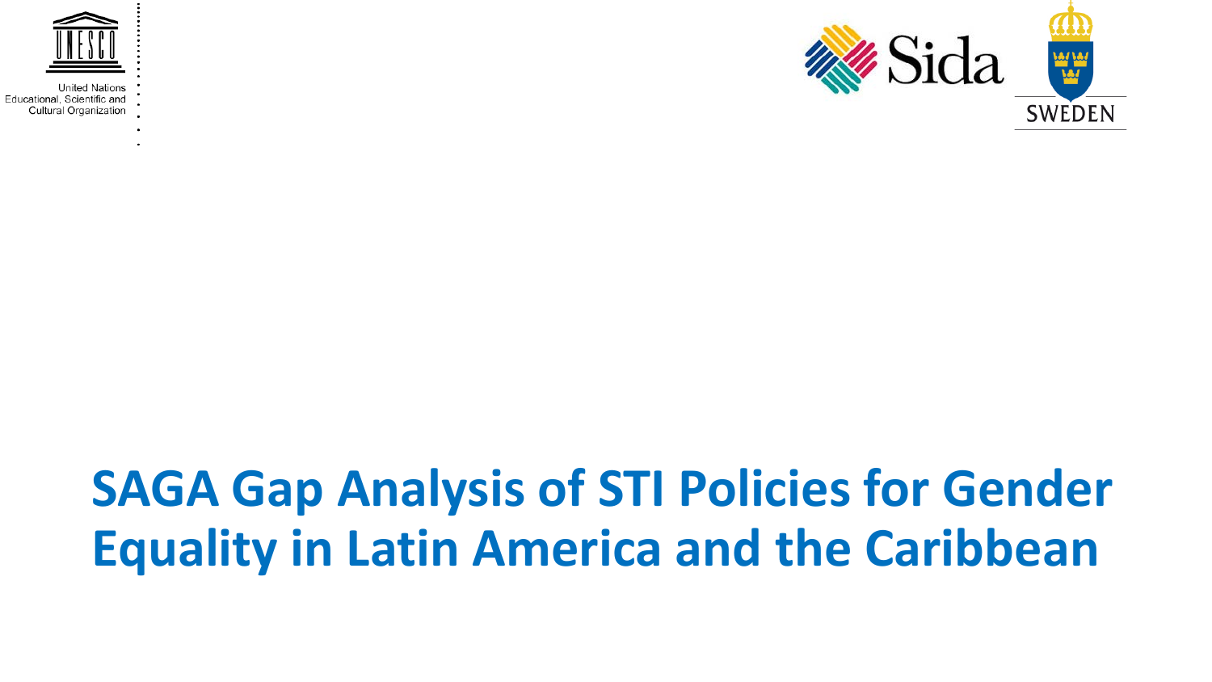United Nations Educational, Scientific and Cultural Organization

# SAGA Gap Analysis of STI Policies for Gender Equality in Latin America and the Caribbean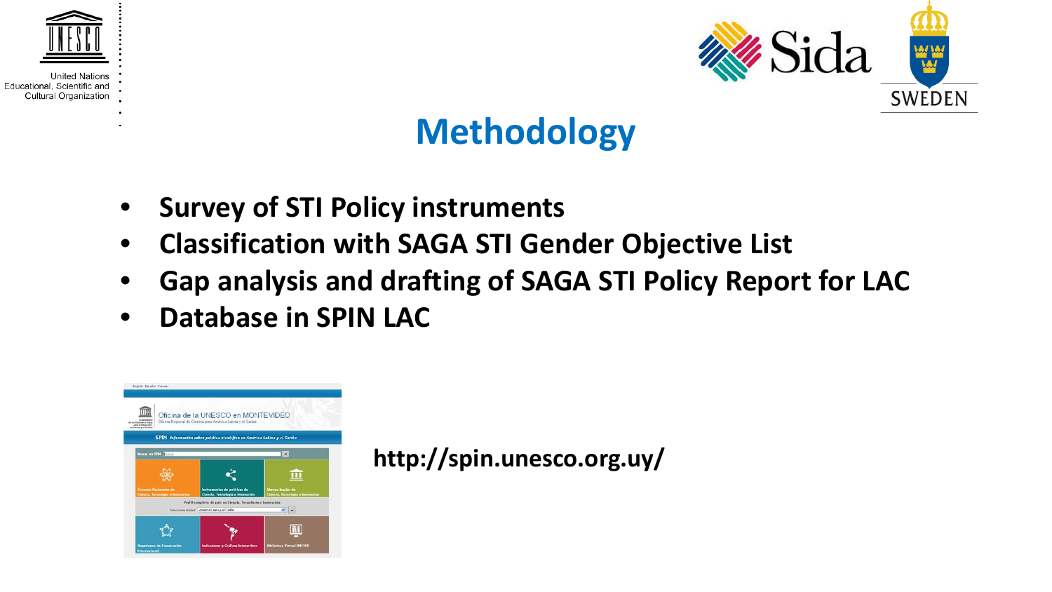# Methodology

- **Survey of STI Policy instruments**
- **Classification with SAGA STI Gender Objective List**
- **Gap analysis and drafting of SAGA STI Policy Report for LAC**
- **Database in SPIN LAC**

**http://spin.unesco.org.uy/**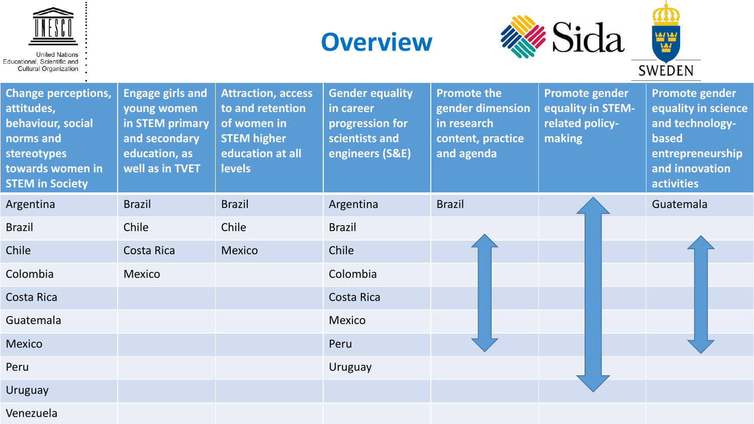# Overview

| Change perceptions, attitudes, behaviour, social norms and stereotypes towards women in STEM in Society | Engage girls and young women in STEM primary and secondary education, as well as in TVET | Attraction, access to and retention of women in STEM higher education at all levels | Gender equality in career progression for scientists and engineers (S&E) | Promote the gender dimension in research content, practice and agenda | Promote gender equality in STEM-related policy-making | Promote gender equality in science and technology-based entrepreneurship and innovation activities |
|---|---|---|---|---|---|---|
| Argentina | Brazil | Brazil | Argentina | Brazil | | Guatemala |
| Brazil | Chile | Chile | Brazil | | | |
| Chile | Costa Rica | Mexico | Chile | | | |
| Colombia | Mexico | | Colombia | | | |
| Costa Rica | | | Costa Rica | | | |
| Guatemala | | | Mexico | | | |
| Mexico | | | Peru | | | |
| Peru | | | Uruguay | | | |
| Uruguay | | | | | | |
| Venezuela | | | | | | |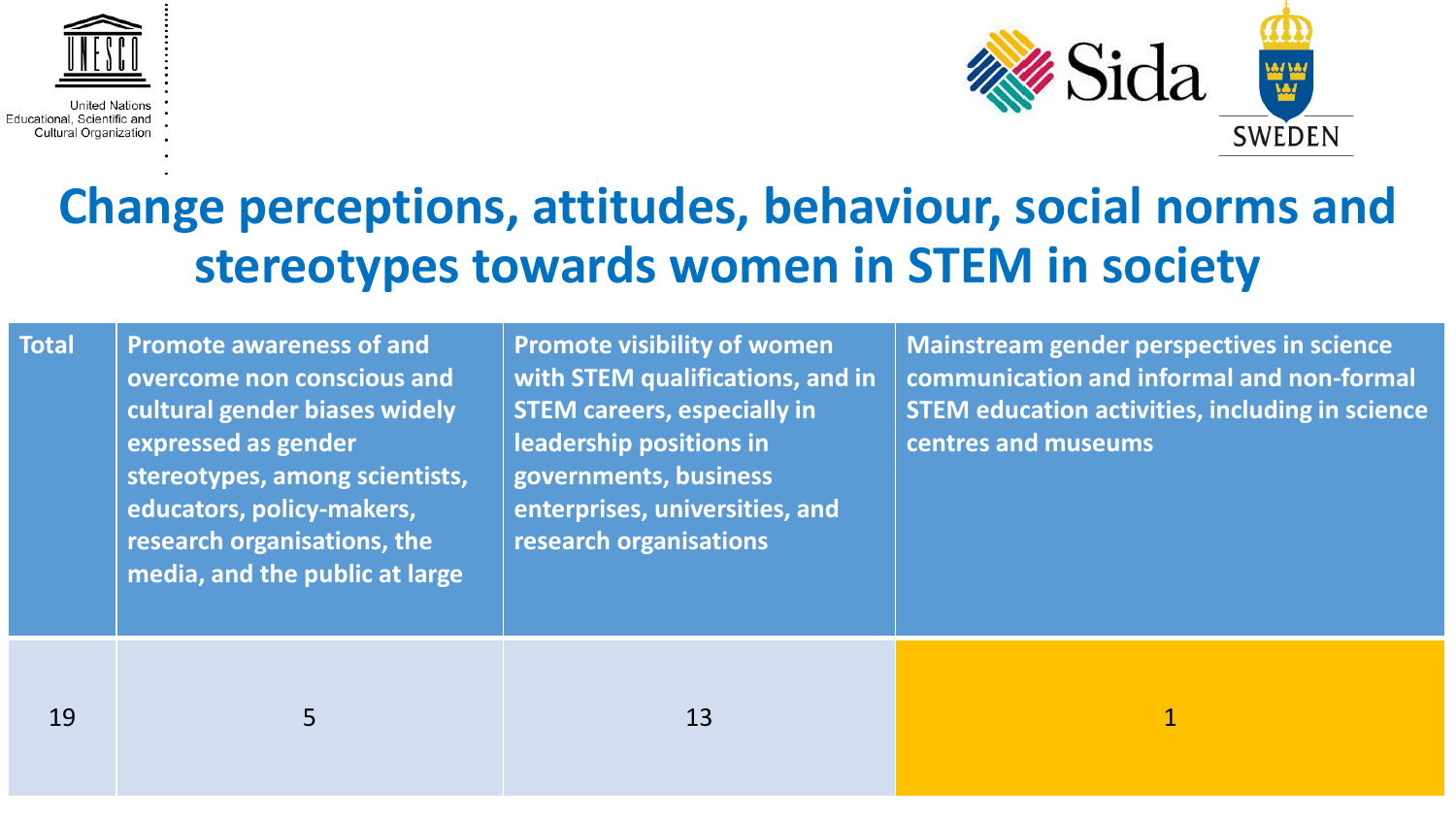# Change perceptions, attitudes, behaviour, social norms and stereotypes towards women in STEM in society

| Total | Promote awareness of and overcome non conscious and cultural gender biases widely expressed as gender stereotypes, among scientists, educators, policy-makers, research organisations, the media, and the public at large | Promote visibility of women with STEM qualifications, and in STEM careers, especially in leadership positions in governments, business enterprises, universities, and research organisations | Mainstream gender perspectives in science communication and informal and non-formal STEM education activities, including in science centres and museums |
|---|---|---|---|
| 19 | 5 | 13 | 1 |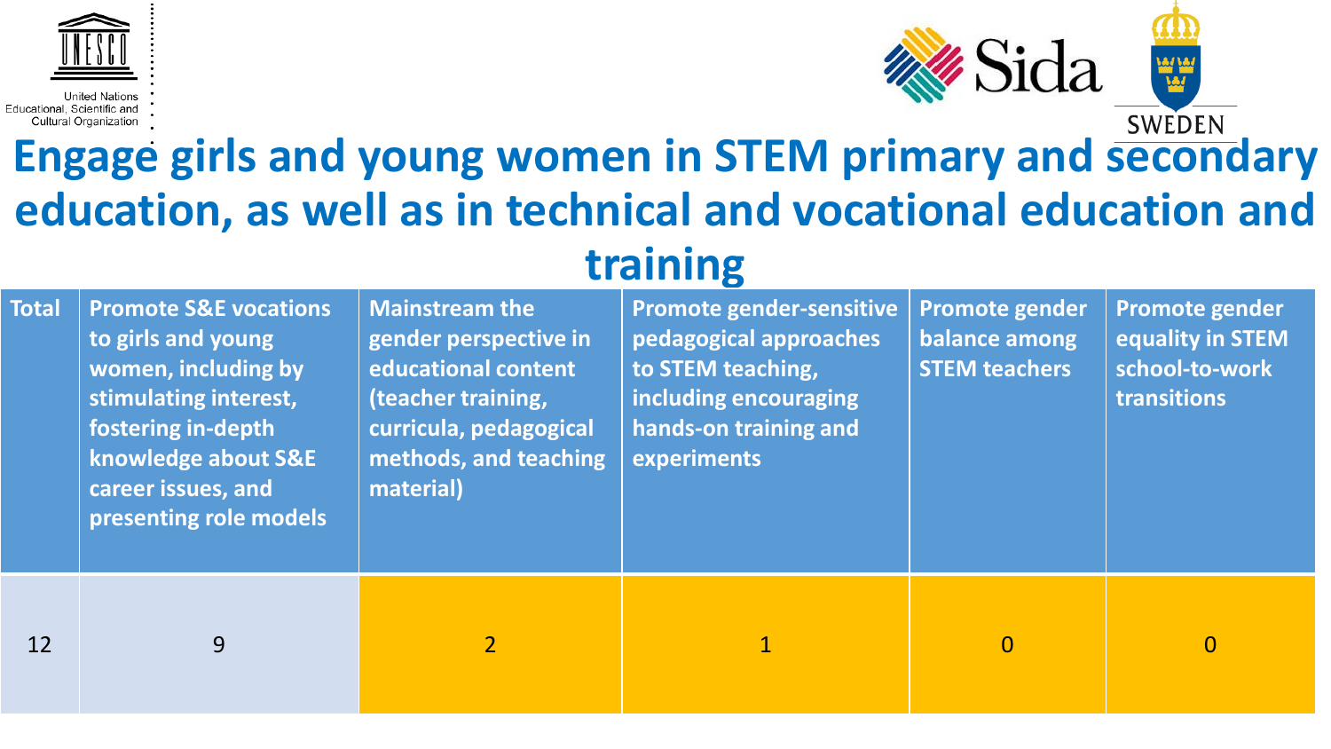# Engage girls and young women in STEM primary and secondary education, as well as in technical and vocational education and training

| Total | Promote S&E vocations to girls and young women, including by stimulating interest, fostering in-depth knowledge about S&E career issues, and presenting role models | Mainstream the gender perspective in educational content (teacher training, curricula, pedagogical methods, and teaching material) | Promote gender-sensitive pedagogical approaches to STEM teaching, including encouraging hands-on training and experiments | Promote gender balance among STEM teachers | Promote gender equality in STEM school-to-work transitions |
|---|---|---|---|---|---|
| 12 | 9 | 2 | 1 | 0 | 0 |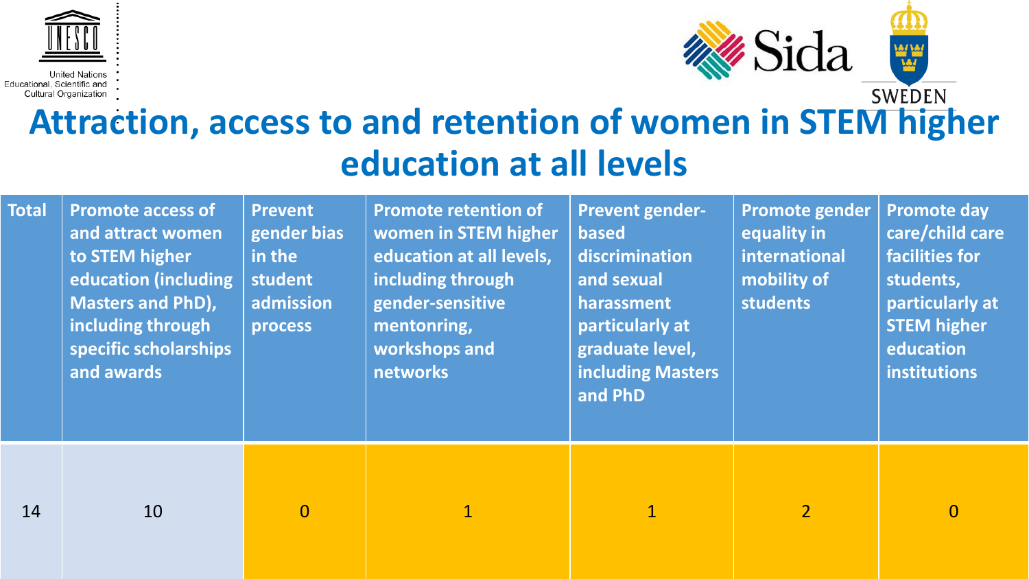# Attraction, access to and retention of women in STEM higher education at all levels

| Total | Promote access of and attract women to STEM higher education (including Masters and PhD), including through specific scholarships and awards | Prevent gender bias in the student admission process | Promote retention of women in STEM higher education at all levels, including through gender-sensitive mentonring, workshops and networks | Prevent gender-based discrimination and sexual harassment particularly at graduate level, including Masters and PhD | Promote gender equality in international mobility of students | Promote day care/child care facilities for students, particularly at STEM higher education institutions |
|---|---|---|---|---|---|---|
| 14 | 10 | 0 | 1 | 1 | 2 | 0 |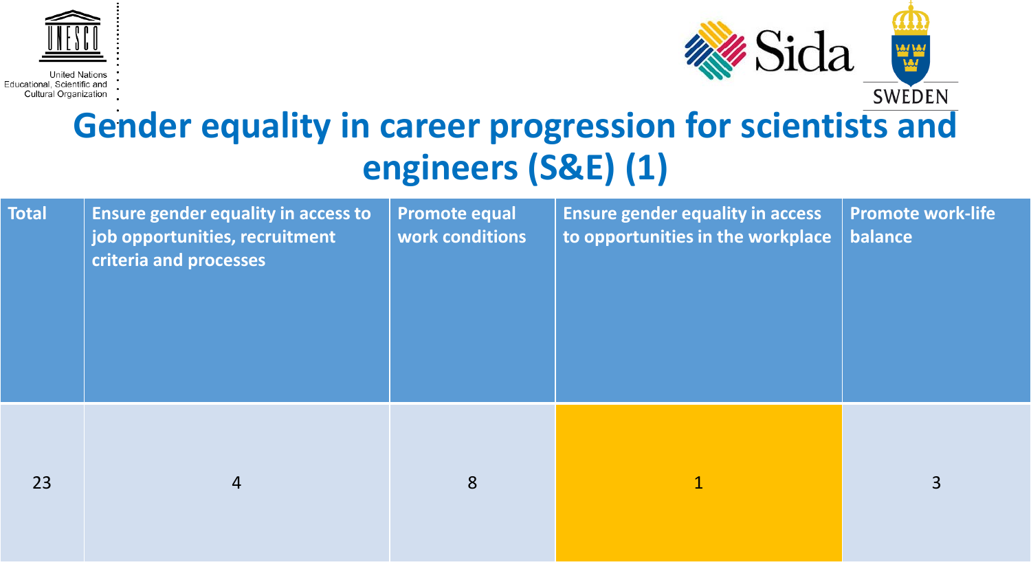# Gender equality in career progression for scientists and engineers (S&E) (1)

| Total | Ensure gender equality in access to job opportunities, recruitment criteria and processes | Promote equal work conditions | Ensure gender equality in access to opportunities in the workplace | Promote work-life balance |
|---|---|---|---|---|
| 23 | 4 | 8 | 1 | 3 |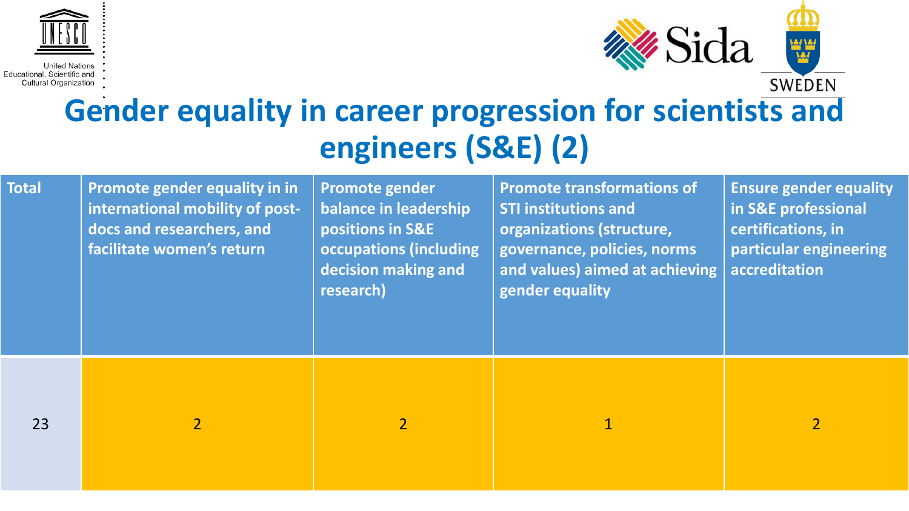# Gender equality in career progression for scientists and engineers (S&E) (2)

| Total | Promote gender equality in in international mobility of post-docs and researchers, and facilitate women's return | Promote gender balance in leadership positions in S&E occupations (including decision making and research) | Promote transformations of STI institutions and organizations (structure, governance, policies, norms and values) aimed at achieving gender equality | Ensure gender equality in S&E professional certifications, in particular engineering accreditation |
|---|---|---|---|---|
| 23 | 2 | 2 | 1 | 2 |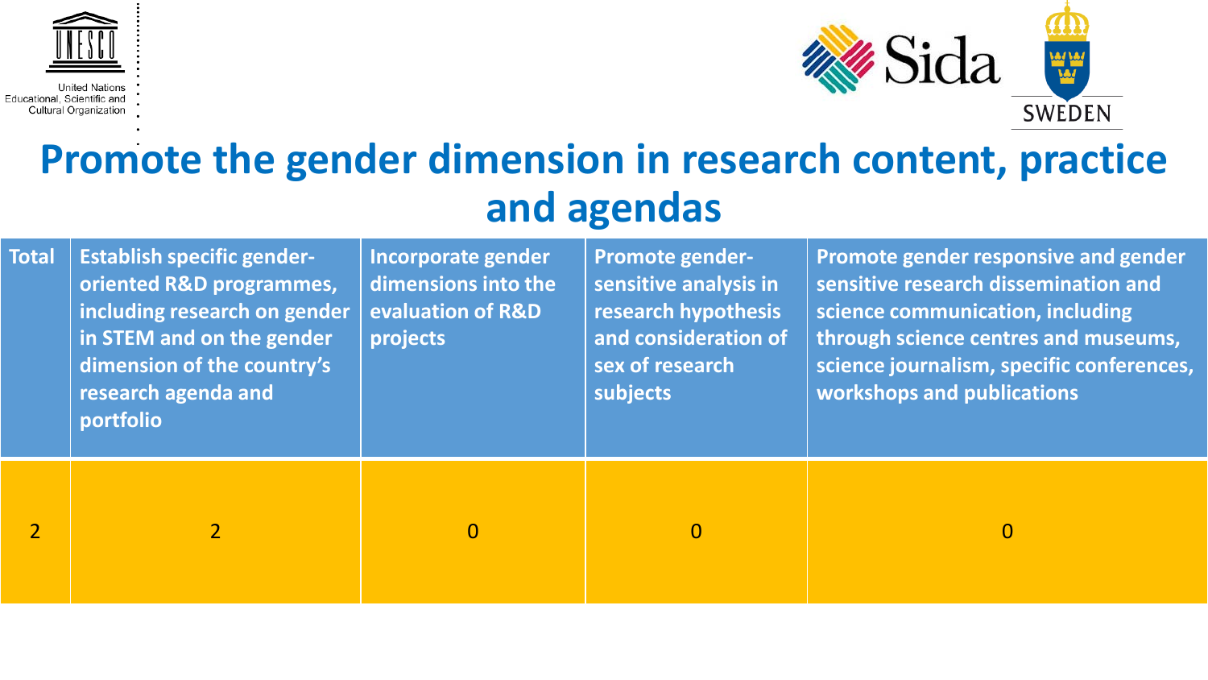# Promote the gender dimension in research content, practice and agendas

| Total | Establish specific gender-oriented R&D programmes, including research on gender in STEM and on the gender dimension of the country's research agenda and portfolio | Incorporate gender dimensions into the evaluation of R&D projects | Promote gender-sensitive analysis in research hypothesis and consideration of sex of research subjects | Promote gender responsive and gender sensitive research dissemination and science communication, including through science centres and museums, science journalism, specific conferences, workshops and publications |
|---|---|---|---|---|
| 2 | 2 | 0 | 0 | 0 |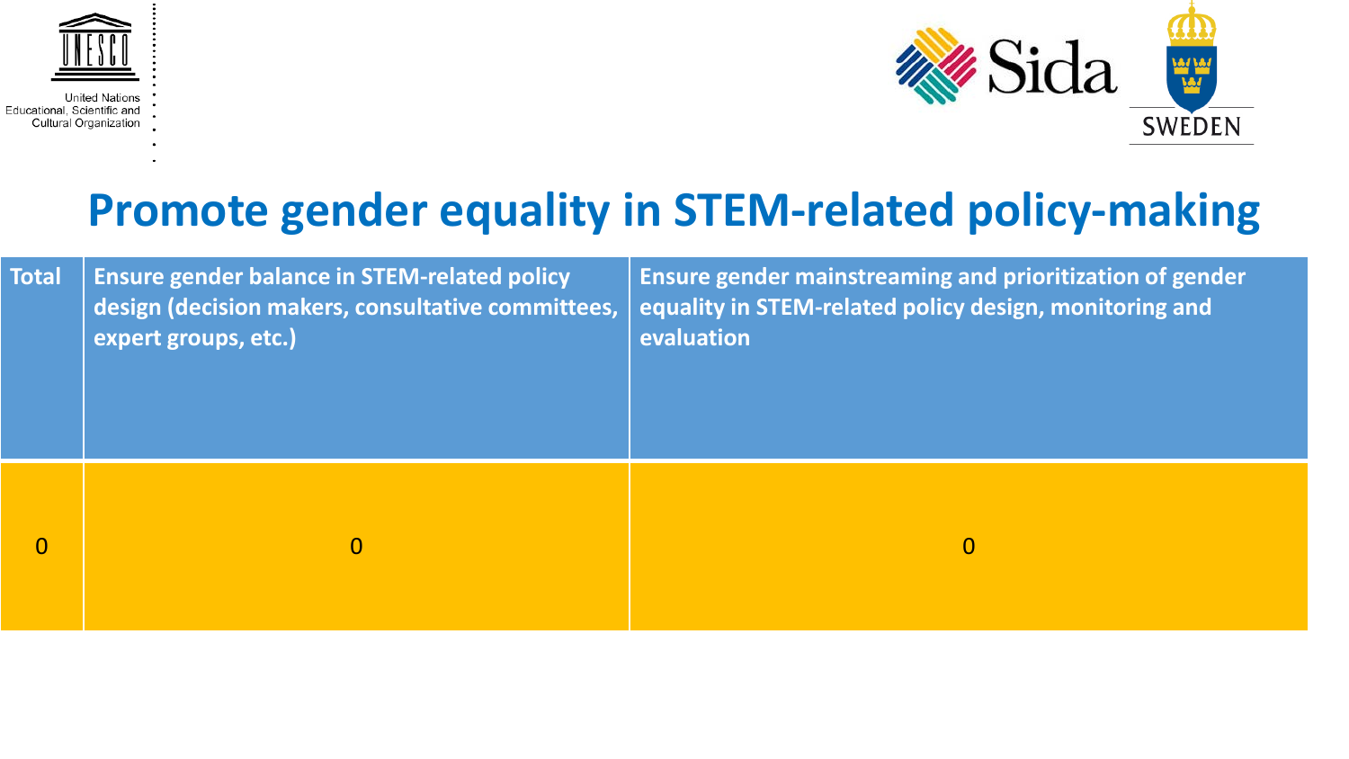# Promote gender equality in STEM-related policy-making

| Total | Ensure gender balance in STEM-related policy design (decision makers, consultative committees, expert groups, etc.) | Ensure gender mainstreaming and prioritization of gender equality in STEM-related policy design, monitoring and evaluation |
|---|---|---|
| 0 | 0 | 0 |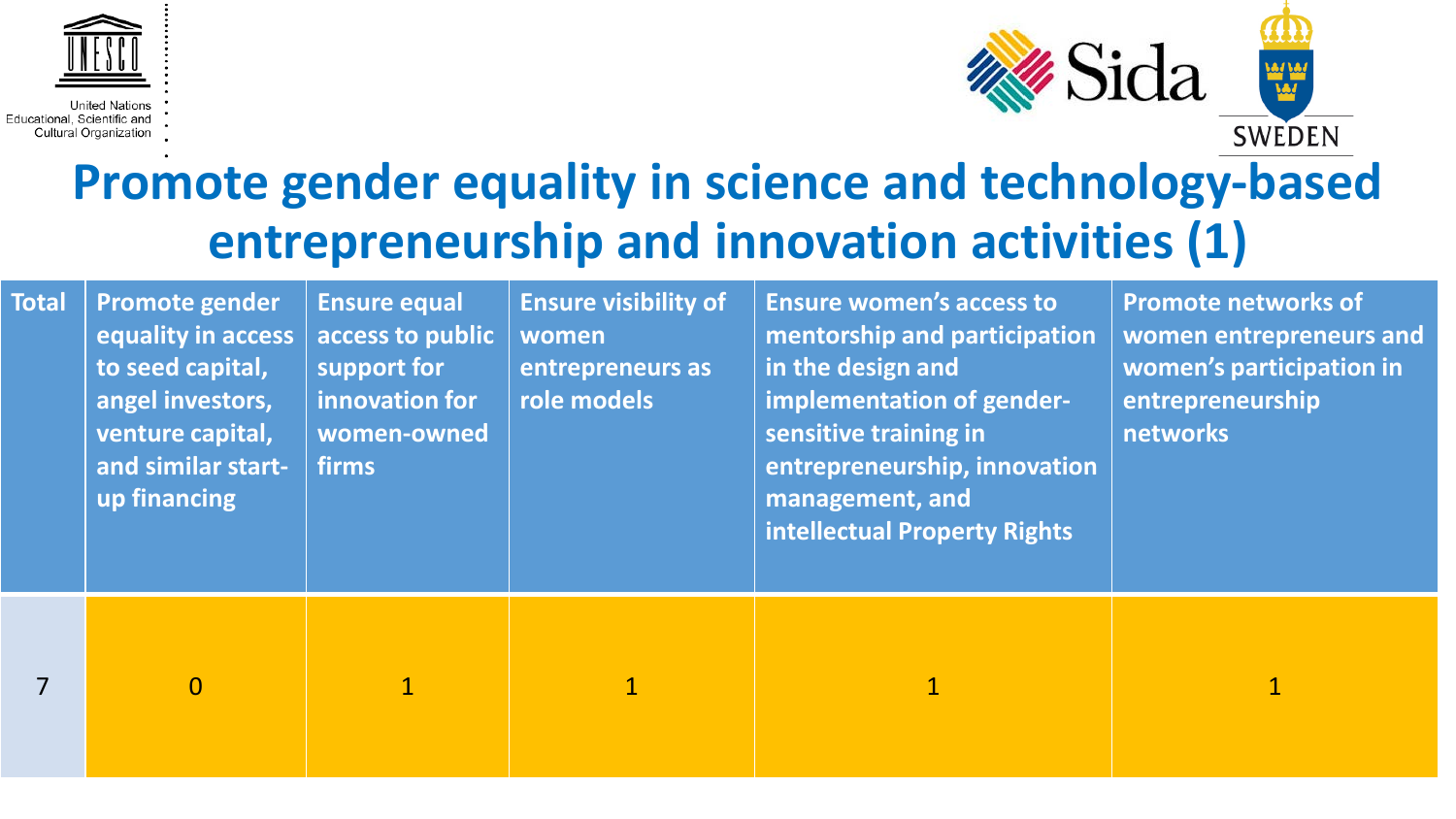# Promote gender equality in science and technology-based entrepreneurship and innovation activities (1)

| Total | Promote gender equality in access to seed capital, angel investors, venture capital, and similar start-up financing | Ensure equal access to public support for innovation for women-owned firms | Ensure visibility of women entrepreneurs as role models | Ensure women's access to mentorship and participation in the design and implementation of gender-sensitive training in entrepreneurship, innovation management, and intellectual Property Rights | Promote networks of women entrepreneurs and women's participation in entrepreneurship networks |
|---|---|---|---|---|---|
| 7 | 0 | 1 | 1 | 1 | 1 |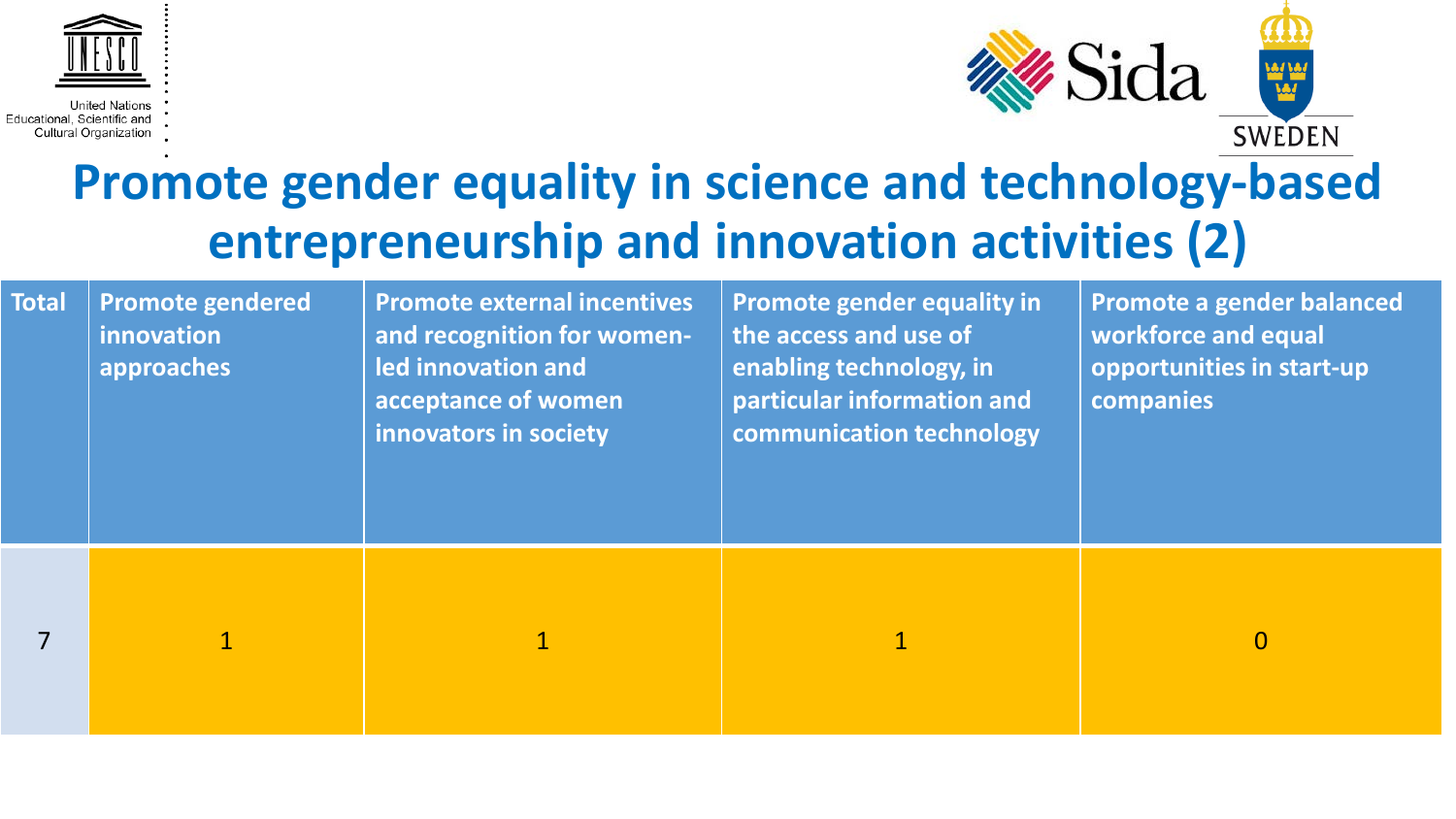# Promote gender equality in science and technology-based entrepreneurship and innovation activities (2)

| Total | Promote gendered innovation approaches | Promote external incentives and recognition for women-led innovation and acceptance of women innovators in society | Promote gender equality in the access and use of enabling technology, in particular information and communication technology | Promote a gender balanced workforce and equal opportunities in start-up companies |
|---|---|---|---|---|
| 7 | 1 | 1 | 1 | 0 |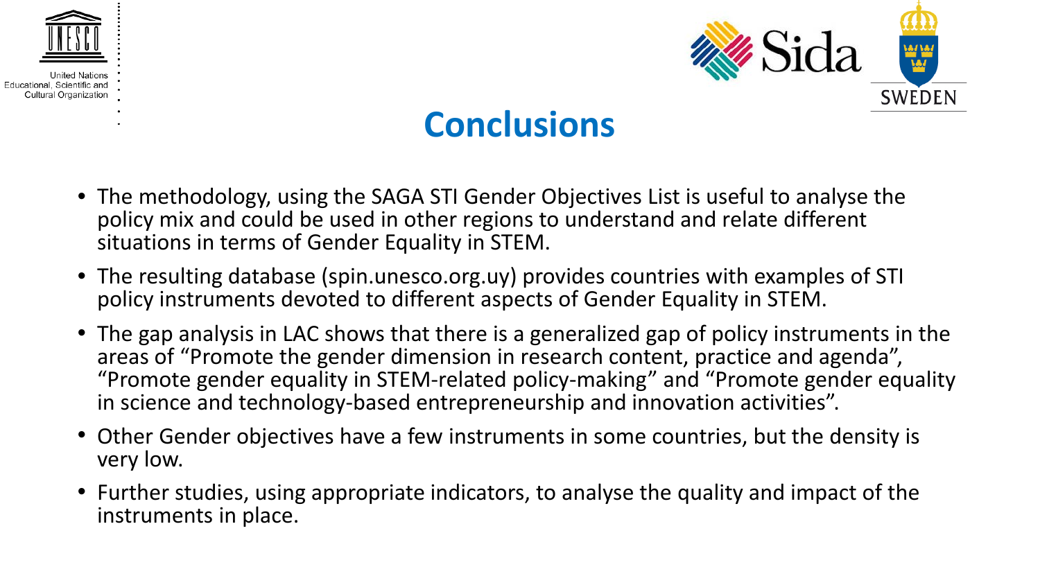# Conclusions

- The methodology, using the SAGA STI Gender Objectives List is useful to analyse the policy mix and could be used in other regions to understand and relate different situations in terms of Gender Equality in STEM.
- The resulting database (spin.unesco.org.uy) provides countries with examples of STI policy instruments devoted to different aspects of Gender Equality in STEM.
- The gap analysis in LAC shows that there is a generalized gap of policy instruments in the areas of "Promote the gender dimension in research content, practice and agenda", "Promote gender equality in STEM-related policy-making" and "Promote gender equality in science and technology-based entrepreneurship and innovation activities".
- Other Gender objectives have a few instruments in some countries, but the density is very low.
- Further studies, using appropriate indicators, to analyse the quality and impact of the instruments in place.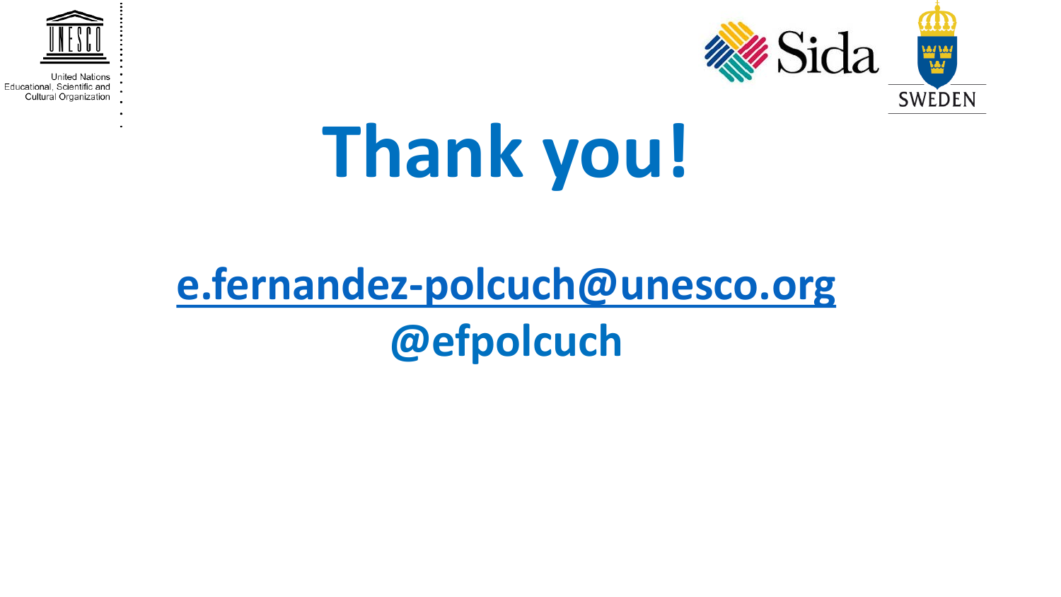United Nations Educational, Scientific and Cultural Organization

Sida

SWEDEN

# Thank you!

e.fernandez-polcuch@unesco.org

@efpolcuch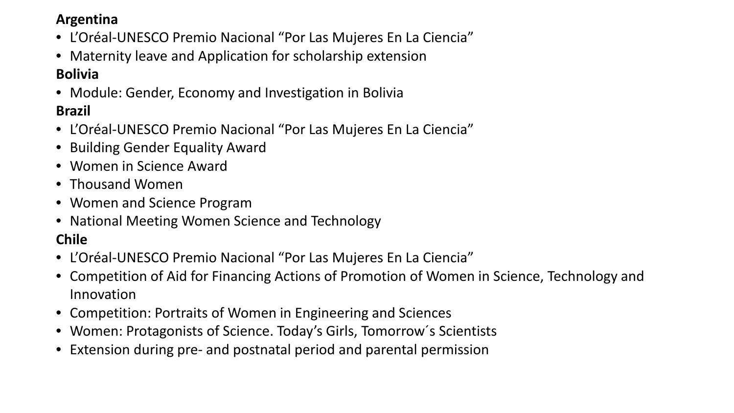**Argentina**

- L’Oréal-UNESCO Premio Nacional “Por Las Mujeres En La Ciencia”
- Maternity leave and Application for scholarship extension

**Bolivia**

- Module: Gender, Economy and Investigation in Bolivia

**Brazil**

- L’Oréal-UNESCO Premio Nacional “Por Las Mujeres En La Ciencia”
- Building Gender Equality Award
- Women in Science Award
- Thousand Women
- Women and Science Program
- National Meeting Women Science and Technology

**Chile**

- L’Oréal-UNESCO Premio Nacional “Por Las Mujeres En La Ciencia”
- Competition of Aid for Financing Actions of Promotion of Women in Science, Technology and Innovation
- Competition: Portraits of Women in Engineering and Sciences
- Women: Protagonists of Science. Today’s Girls, Tomorrow´s Scientists
- Extension during pre- and postnatal period and parental permission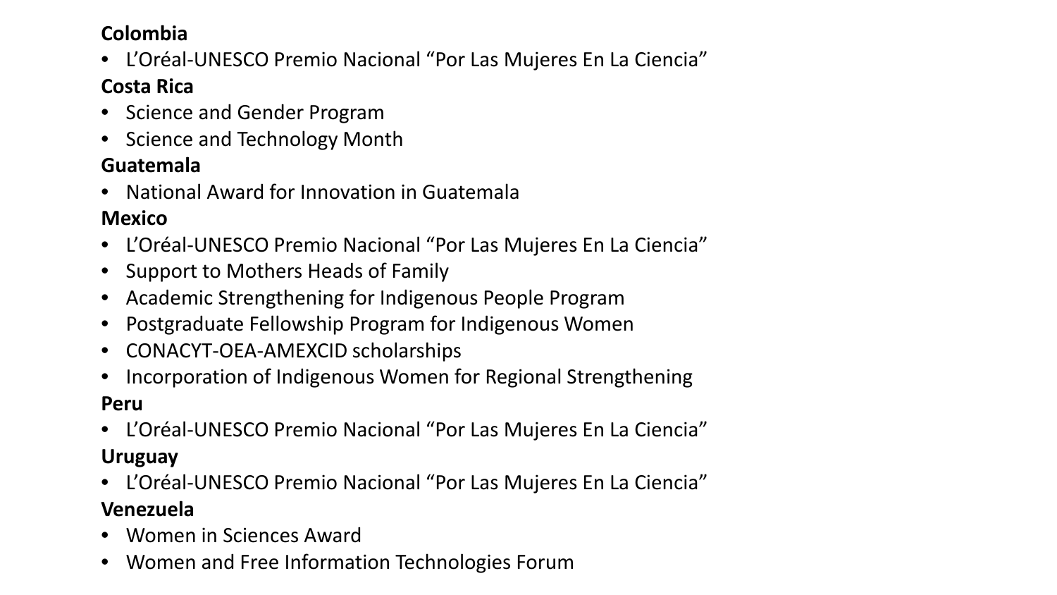**Colombia**

- L’Oréal-UNESCO Premio Nacional “Por Las Mujeres En La Ciencia”

**Costa Rica**

- Science and Gender Program
- Science and Technology Month

**Guatemala**

- National Award for Innovation in Guatemala

**Mexico**

- L’Oréal-UNESCO Premio Nacional “Por Las Mujeres En La Ciencia”
- Support to Mothers Heads of Family
- Academic Strengthening for Indigenous People Program
- Postgraduate Fellowship Program for Indigenous Women
- CONACYT-OEA-AMEXCID scholarships
- Incorporation of Indigenous Women for Regional Strengthening

**Peru**

- L’Oréal-UNESCO Premio Nacional “Por Las Mujeres En La Ciencia”

**Uruguay**

- L’Oréal-UNESCO Premio Nacional “Por Las Mujeres En La Ciencia”

**Venezuela**

- Women in Sciences Award
- Women and Free Information Technologies Forum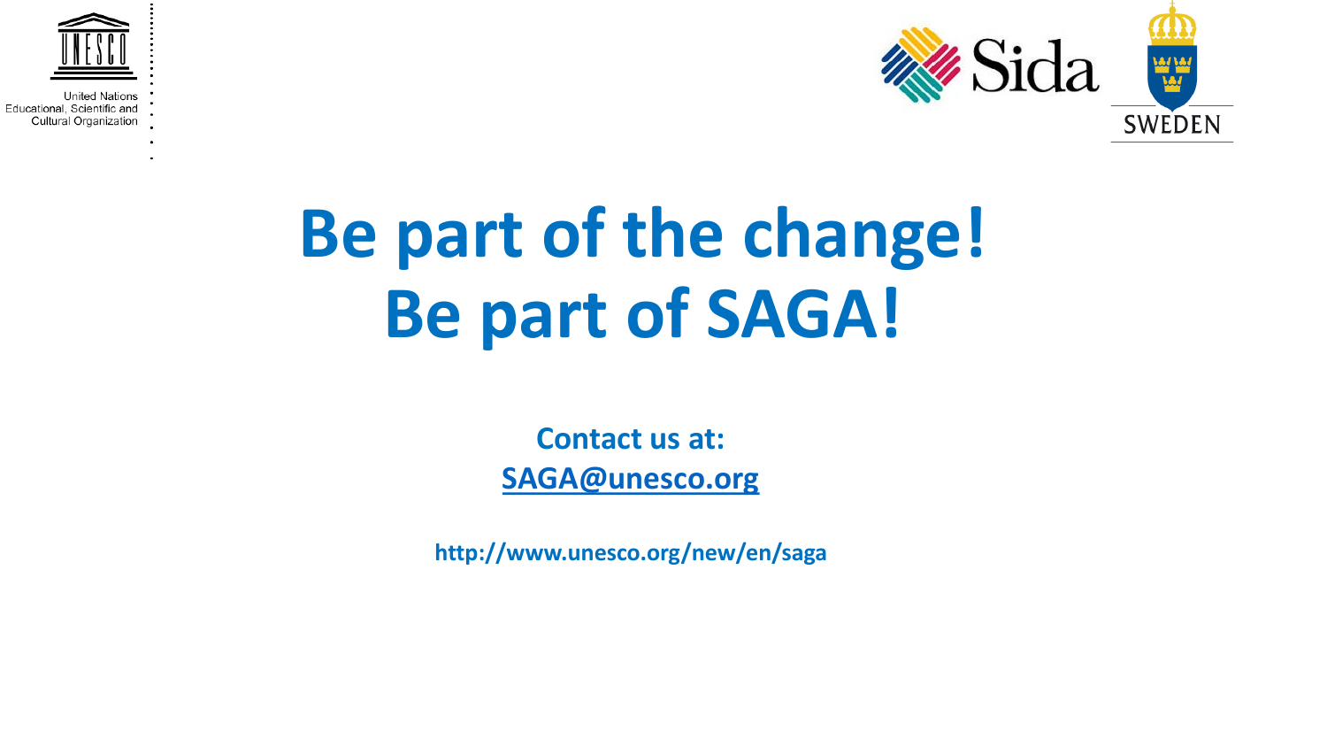United Nations Educational, Scientific and Cultural Organization

Sida

SWEDEN

# Be part of the change!
# Be part of SAGA!

**Contact us at:**
**SAGA@unesco.org**

**http://www.unesco.org/new/en/saga**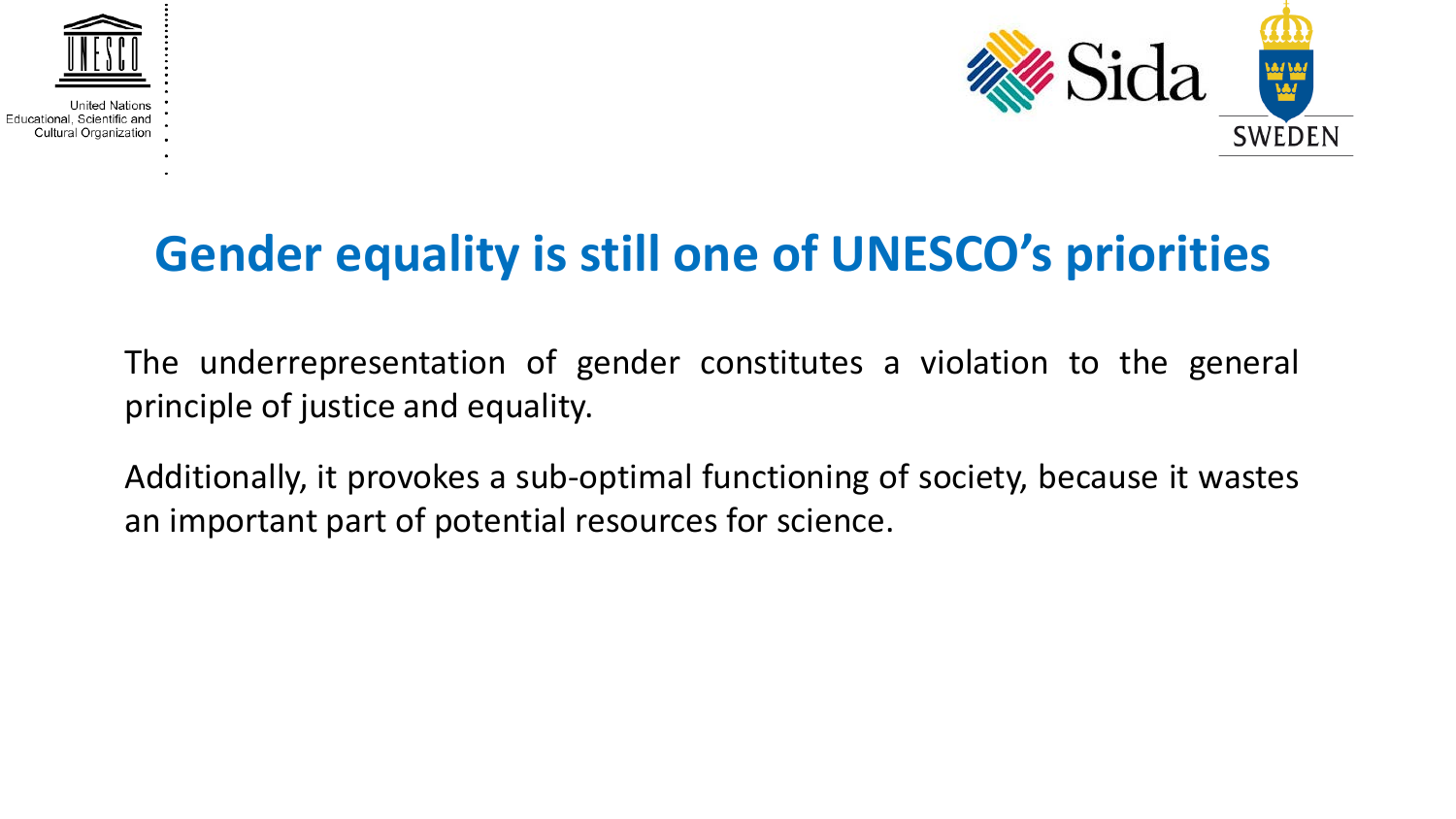# Gender equality is still one of UNESCO's priorities

The underrepresentation of gender constitutes a violation to the general principle of justice and equality.

Additionally, it provokes a sub-optimal functioning of society, because it wastes an important part of potential resources for science.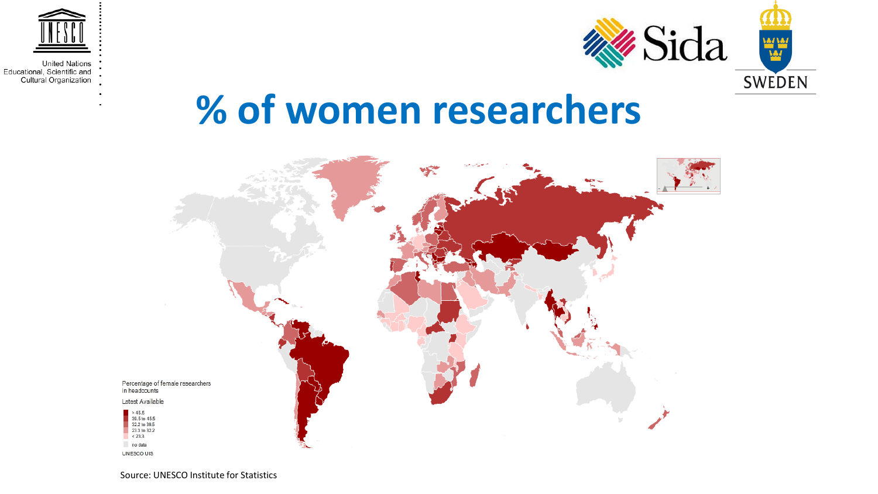# % of women researchers

Percentage of female researchers in headcounts

Latest Available

- > 45.5
- 39.5 to 45.5
- 32.2 to 39.5
- 23.3 to 32.2
- < 23.3
- no data

UNESCO UIS

Source: UNESCO Institute for Statistics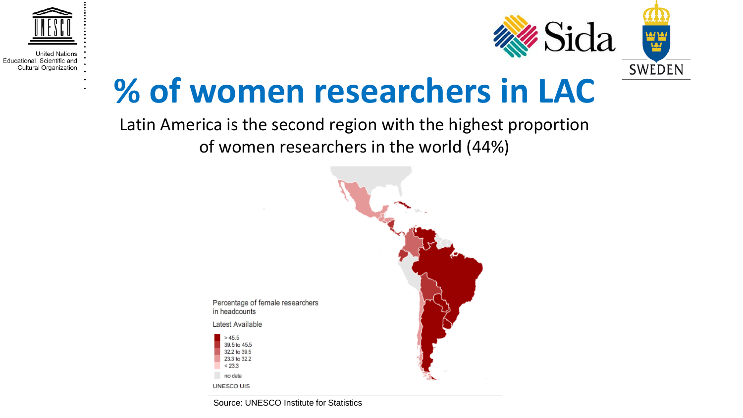# % of women researchers in LAC

Latin America is the second region with the highest proportion of women researchers in the world (44%)

Percentage of female researchers in headcounts

Latest Available

- > 45.5
- 39.5 to 45.5
- 32.2 to 39.5
- 23.3 to 32.2
- < 23.3
- no data

UNESCO UIS

Source: UNESCO Institute for Statistics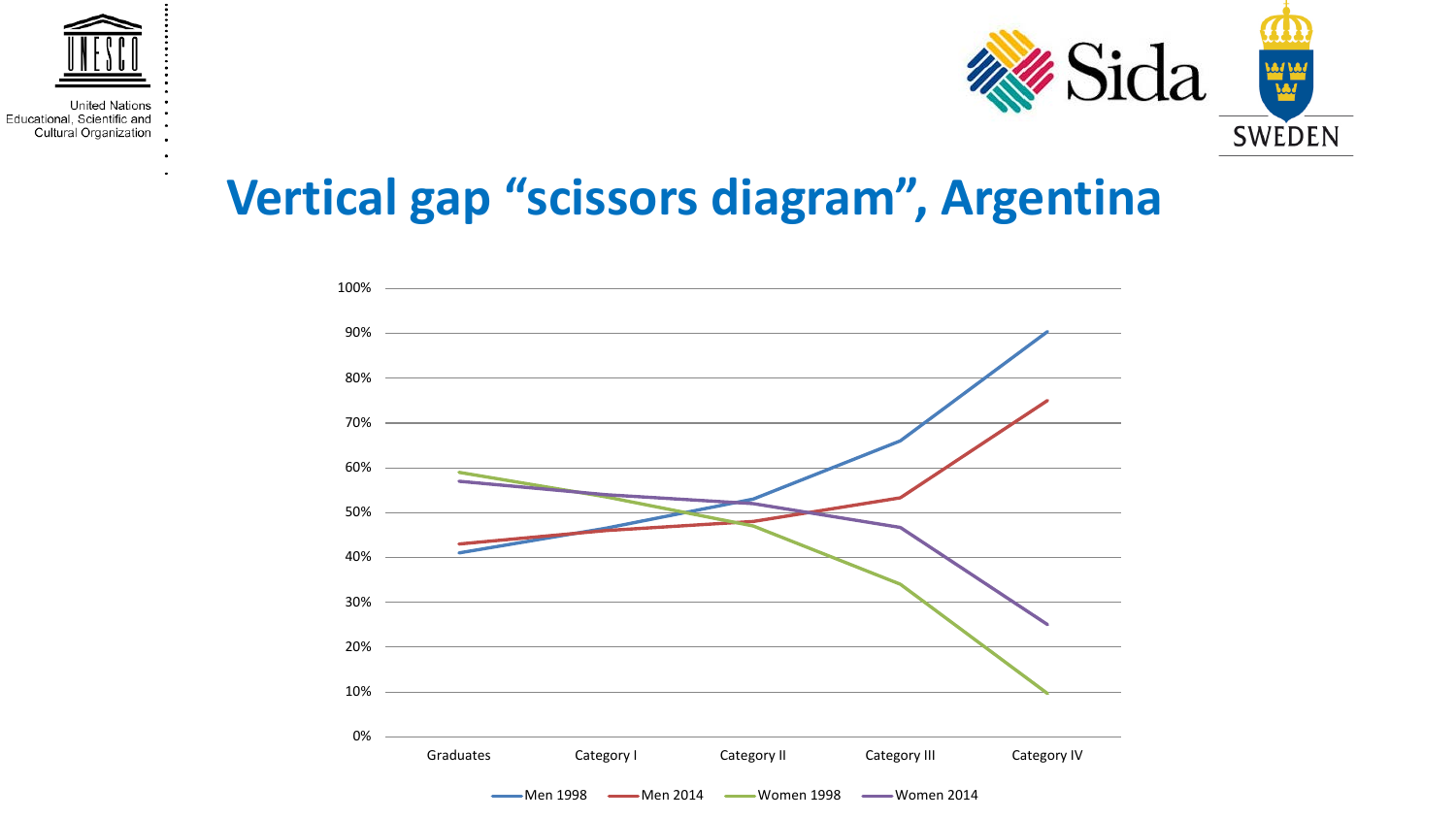# Vertical gap "scissors diagram", Argentina

100%
90%
80%
70%
60%
50%
40%
30%
20%
10%
0%

Graduates | Category I | Category II | Category III | Category IV

Men 1998 | Men 2014 | Women 1998 | Women 2014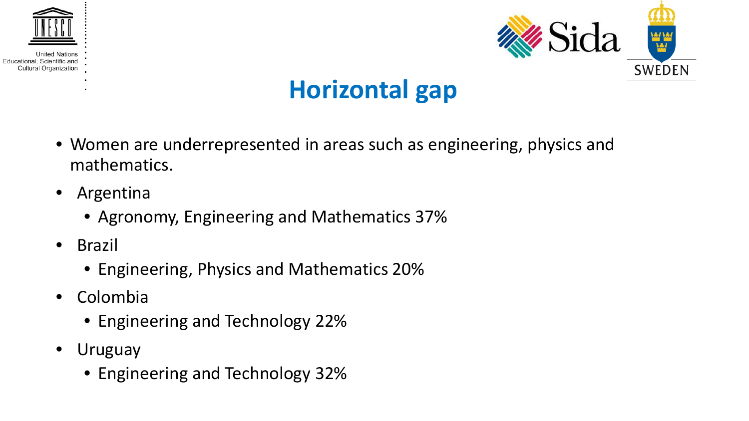# Horizontal gap

- Women are underrepresented in areas such as engineering, physics and mathematics.
- Argentina
  - Agronomy, Engineering and Mathematics 37%
- Brazil
  - Engineering, Physics and Mathematics 20%
- Colombia
  - Engineering and Technology 22%
- Uruguay
  - Engineering and Technology 32%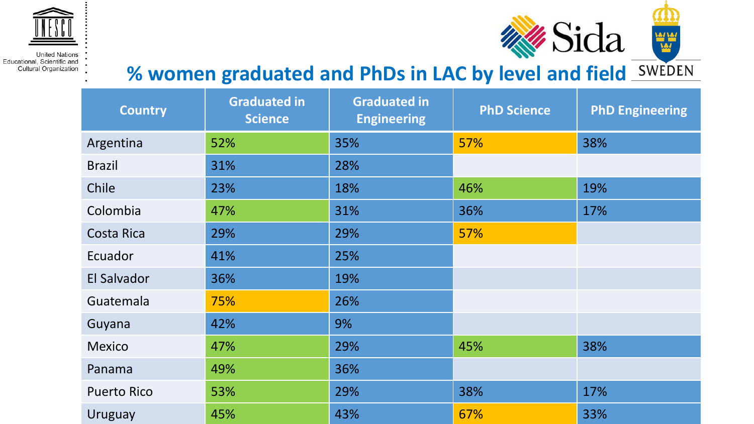# % women graduated and PhDs in LAC by level and field

| Country | Graduated in Science | Graduated in Engineering | PhD Science | PhD Engineering |
|---|---|---|---|---|
| Argentina | 52% | 35% | 57% | 38% |
| Brazil | 31% | 28% | | |
| Chile | 23% | 18% | 46% | 19% |
| Colombia | 47% | 31% | 36% | 17% |
| Costa Rica | 29% | 29% | 57% | |
| Ecuador | 41% | 25% | | |
| El Salvador | 36% | 19% | | |
| Guatemala | 75% | 26% | | |
| Guyana | 42% | 9% | | |
| Mexico | 47% | 29% | 45% | 38% |
| Panama | 49% | 36% | | |
| Puerto Rico | 53% | 29% | 38% | 17% |
| Uruguay | 45% | 43% | 67% | 33% |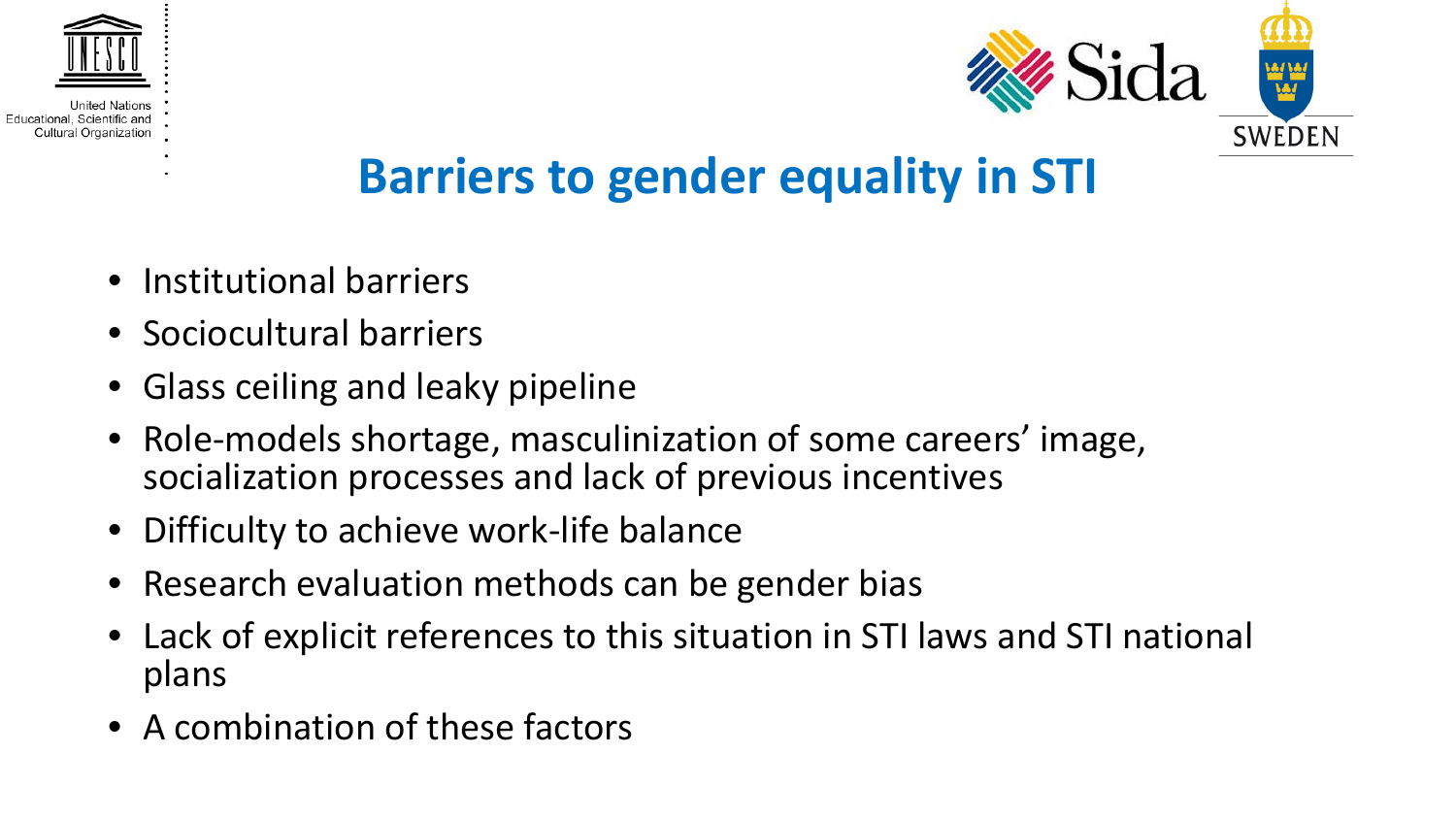# Barriers to gender equality in STI

- Institutional barriers
- Sociocultural barriers
- Glass ceiling and leaky pipeline
- Role-models shortage, masculinization of some careers' image, socialization processes and lack of previous incentives
- Difficulty to achieve work-life balance
- Research evaluation methods can be gender bias
- Lack of explicit references to this situation in STI laws and STI national plans
- A combination of these factors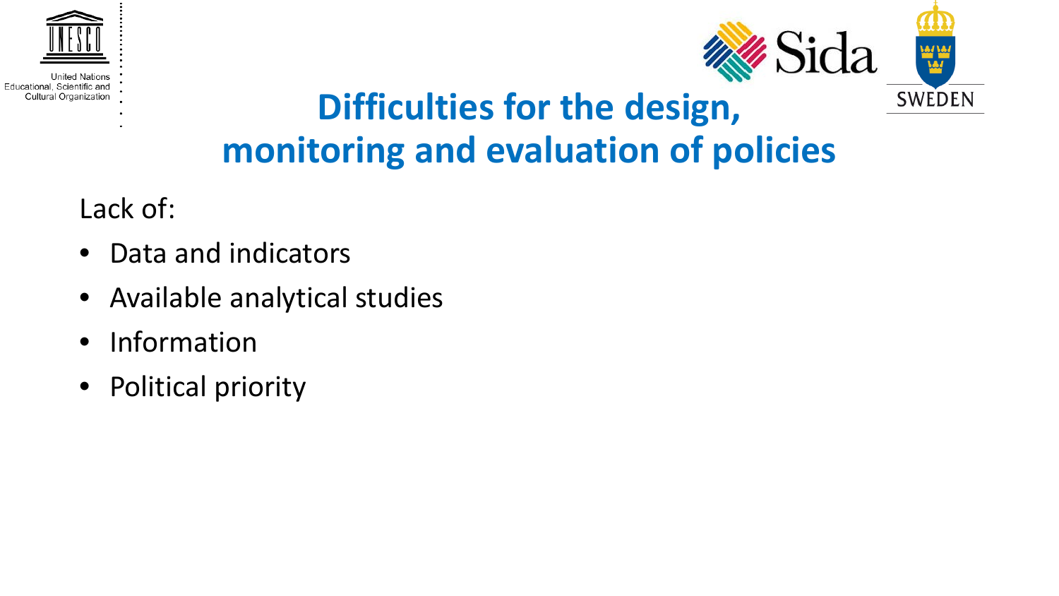# Difficulties for the design, monitoring and evaluation of policies

Lack of:

- Data and indicators
- Available analytical studies
- Information
- Political priority